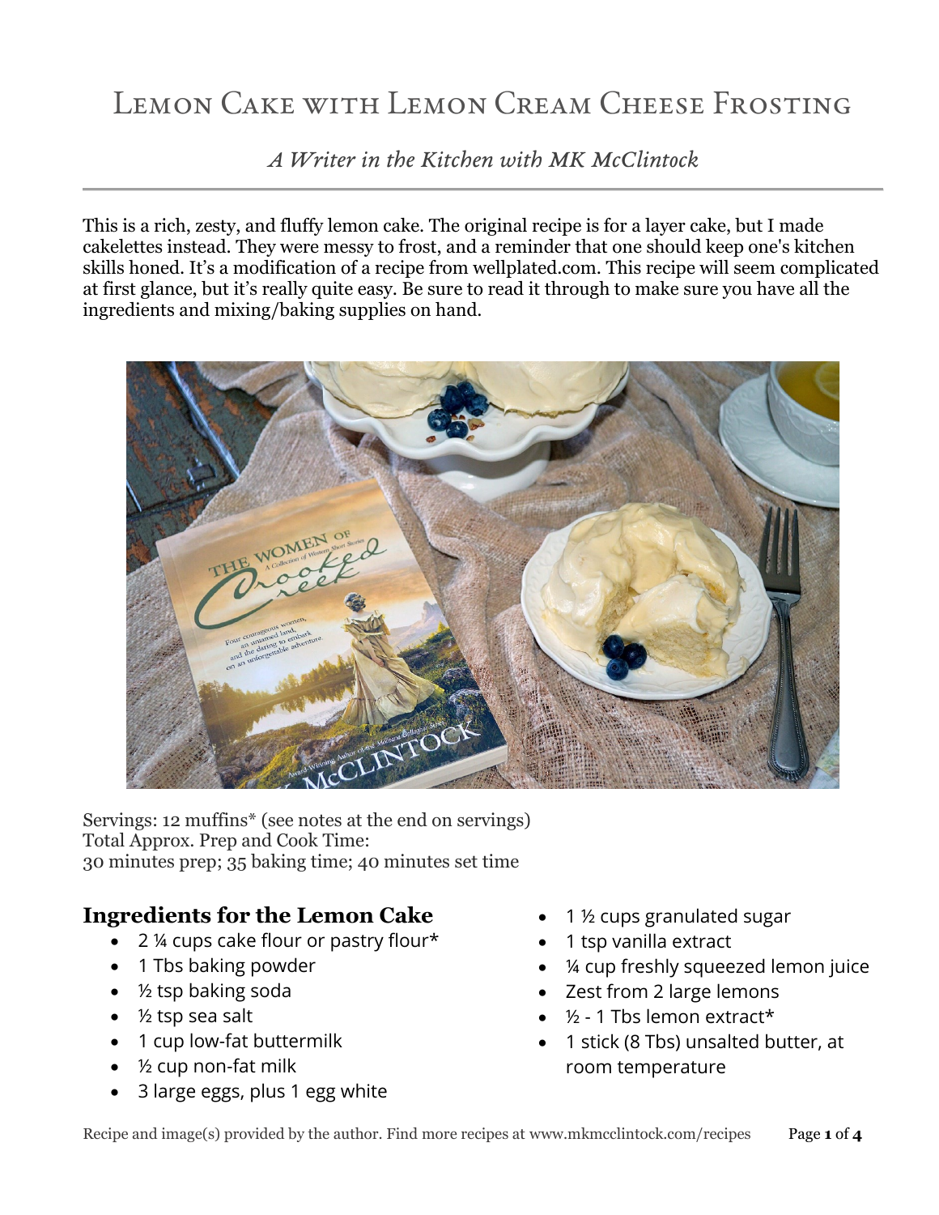# Lemon Cake with Lemon Cream Cheese Frosting

*A Writer in the Kitchen with MK McClintock*

This is a rich, zesty, and fluffy lemon cake. The original recipe is for a layer cake, but I made cakelettes instead. They were messy to frost, and a reminder that one should keep one's kitchen skills honed. It's a modification of a recipe from wellplated.com. This recipe will seem complicated at first glance, but it's really quite easy. Be sure to read it through to make sure you have all the ingredients and mixing/baking supplies on hand.

Servings: 12 muffins* (see notes at the end on servings)
Total Approx. Prep and Cook Time:
30 minutes prep; 35 baking time; 40 minutes set time

## Ingredients for the Lemon Cake

- 2 ¼ cups cake flour or pastry flour*
- 1 Tbs baking powder
- ½ tsp baking soda
- ½ tsp sea salt
- 1 cup low-fat buttermilk
- ½ cup non-fat milk
- 3 large eggs, plus 1 egg white
- 1 ½ cups granulated sugar
- 1 tsp vanilla extract
- ¼ cup freshly squeezed lemon juice
- Zest from 2 large lemons
- ½ - 1 Tbs lemon extract*
- 1 stick (8 Tbs) unsalted butter, at room temperature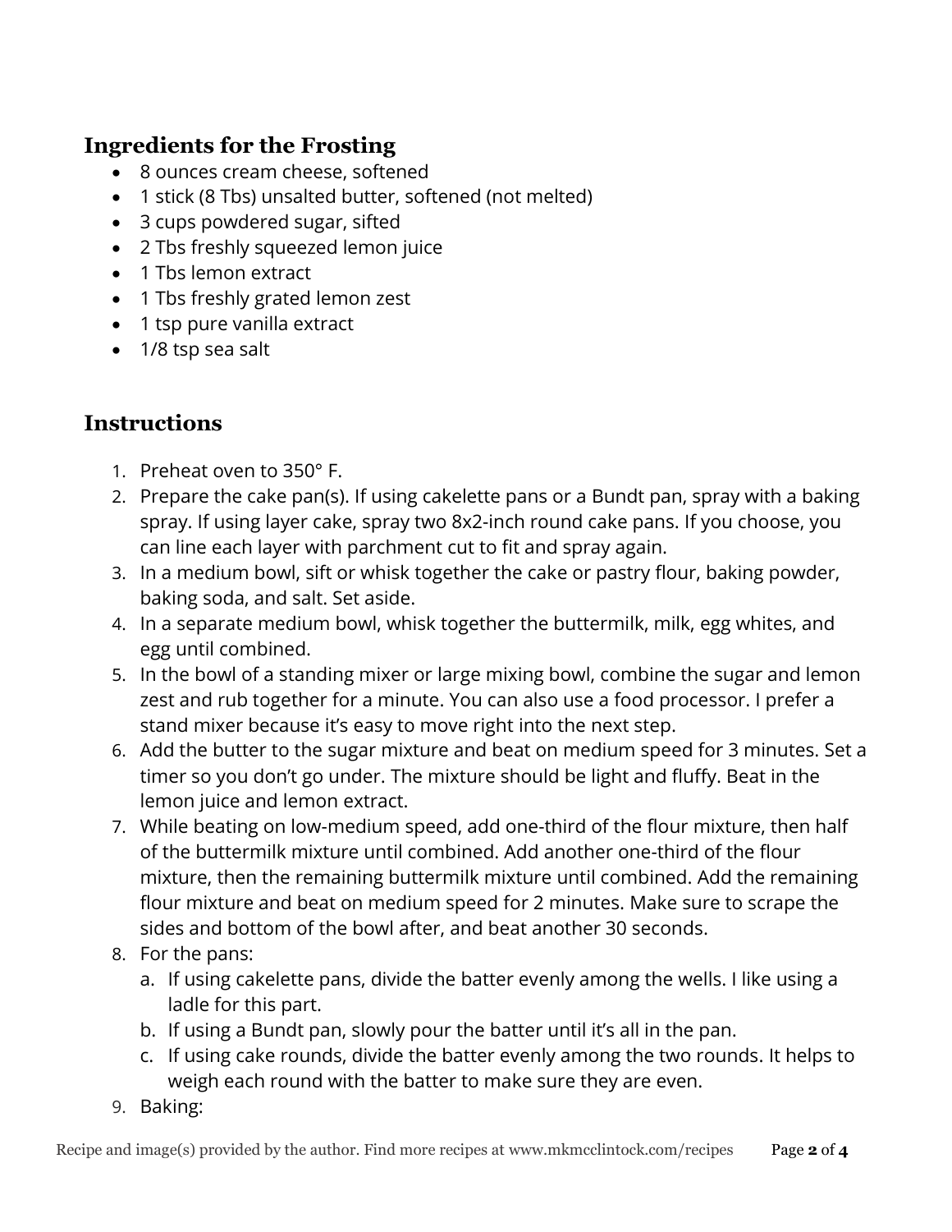## Ingredients for the Frosting

- 8 ounces cream cheese, softened
- 1 stick (8 Tbs) unsalted butter, softened (not melted)
- 3 cups powdered sugar, sifted
- 2 Tbs freshly squeezed lemon juice
- 1 Tbs lemon extract
- 1 Tbs freshly grated lemon zest
- 1 tsp pure vanilla extract
- 1/8 tsp sea salt

## Instructions

1. Preheat oven to 350° F.
2. Prepare the cake pan(s). If using cakelette pans or a Bundt pan, spray with a baking spray. If using layer cake, spray two 8x2-inch round cake pans. If you choose, you can line each layer with parchment cut to fit and spray again.
3. In a medium bowl, sift or whisk together the cake or pastry flour, baking powder, baking soda, and salt. Set aside.
4. In a separate medium bowl, whisk together the buttermilk, milk, egg whites, and egg until combined.
5. In the bowl of a standing mixer or large mixing bowl, combine the sugar and lemon zest and rub together for a minute. You can also use a food processor. I prefer a stand mixer because it's easy to move right into the next step.
6. Add the butter to the sugar mixture and beat on medium speed for 3 minutes. Set a timer so you don't go under. The mixture should be light and fluffy. Beat in the lemon juice and lemon extract.
7. While beating on low-medium speed, add one-third of the flour mixture, then half of the buttermilk mixture until combined. Add another one-third of the flour mixture, then the remaining buttermilk mixture until combined. Add the remaining flour mixture and beat on medium speed for 2 minutes. Make sure to scrape the sides and bottom of the bowl after, and beat another 30 seconds.
8. For the pans:
   a. If using cakelette pans, divide the batter evenly among the wells. I like using a ladle for this part.
   b. If using a Bundt pan, slowly pour the batter until it's all in the pan.
   c. If using cake rounds, divide the batter evenly among the two rounds. It helps to weigh each round with the batter to make sure they are even.
9. Baking: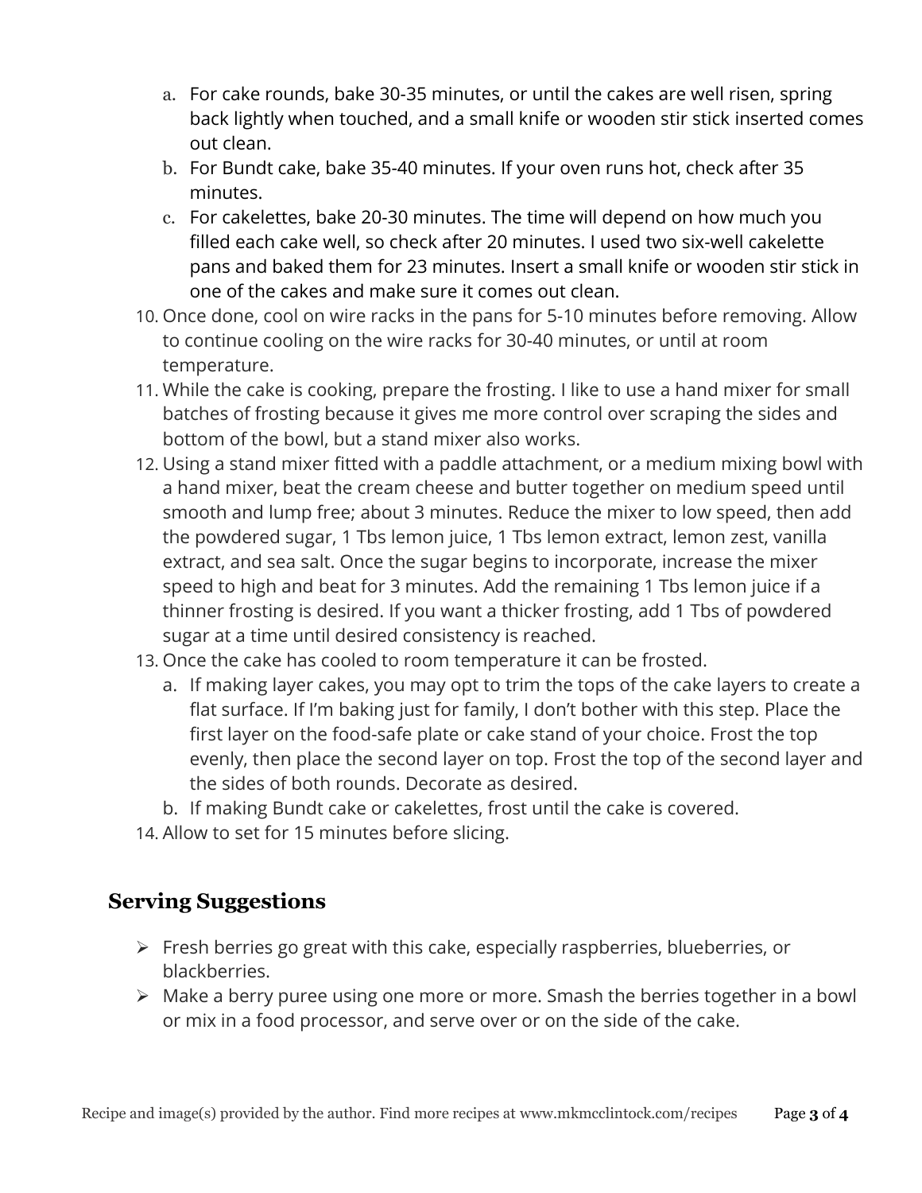a. For cake rounds, bake 30-35 minutes, or until the cakes are well risen, spring back lightly when touched, and a small knife or wooden stir stick inserted comes out clean.
   b. For Bundt cake, bake 35-40 minutes. If your oven runs hot, check after 35 minutes.
   c. For cakelettes, bake 20-30 minutes. The time will depend on how much you filled each cake well, so check after 20 minutes. I used two six-well cakelette pans and baked them for 23 minutes. Insert a small knife or wooden stir stick in one of the cakes and make sure it comes out clean.

10. Once done, cool on wire racks in the pans for 5-10 minutes before removing. Allow to continue cooling on the wire racks for 30-40 minutes, or until at room temperature.
11. While the cake is cooking, prepare the frosting. I like to use a hand mixer for small batches of frosting because it gives me more control over scraping the sides and bottom of the bowl, but a stand mixer also works.
12. Using a stand mixer fitted with a paddle attachment, or a medium mixing bowl with a hand mixer, beat the cream cheese and butter together on medium speed until smooth and lump free; about 3 minutes. Reduce the mixer to low speed, then add the powdered sugar, 1 Tbs lemon juice, 1 Tbs lemon extract, lemon zest, vanilla extract, and sea salt. Once the sugar begins to incorporate, increase the mixer speed to high and beat for 3 minutes. Add the remaining 1 Tbs lemon juice if a thinner frosting is desired. If you want a thicker frosting, add 1 Tbs of powdered sugar at a time until desired consistency is reached.
13. Once the cake has cooled to room temperature it can be frosted.
    a. If making layer cakes, you may opt to trim the tops of the cake layers to create a flat surface. If I'm baking just for family, I don't bother with this step. Place the first layer on the food-safe plate or cake stand of your choice. Frost the top evenly, then place the second layer on top. Frost the top of the second layer and the sides of both rounds. Decorate as desired.
    b. If making Bundt cake or cakelettes, frost until the cake is covered.
14. Allow to set for 15 minutes before slicing.

## Serving Suggestions

- Fresh berries go great with this cake, especially raspberries, blueberries, or blackberries.
- Make a berry puree using one more or more. Smash the berries together in a bowl or mix in a food processor, and serve over or on the side of the cake.

Recipe and image(s) provided by the author. Find more recipes at www.mkmcclintock.com/recipes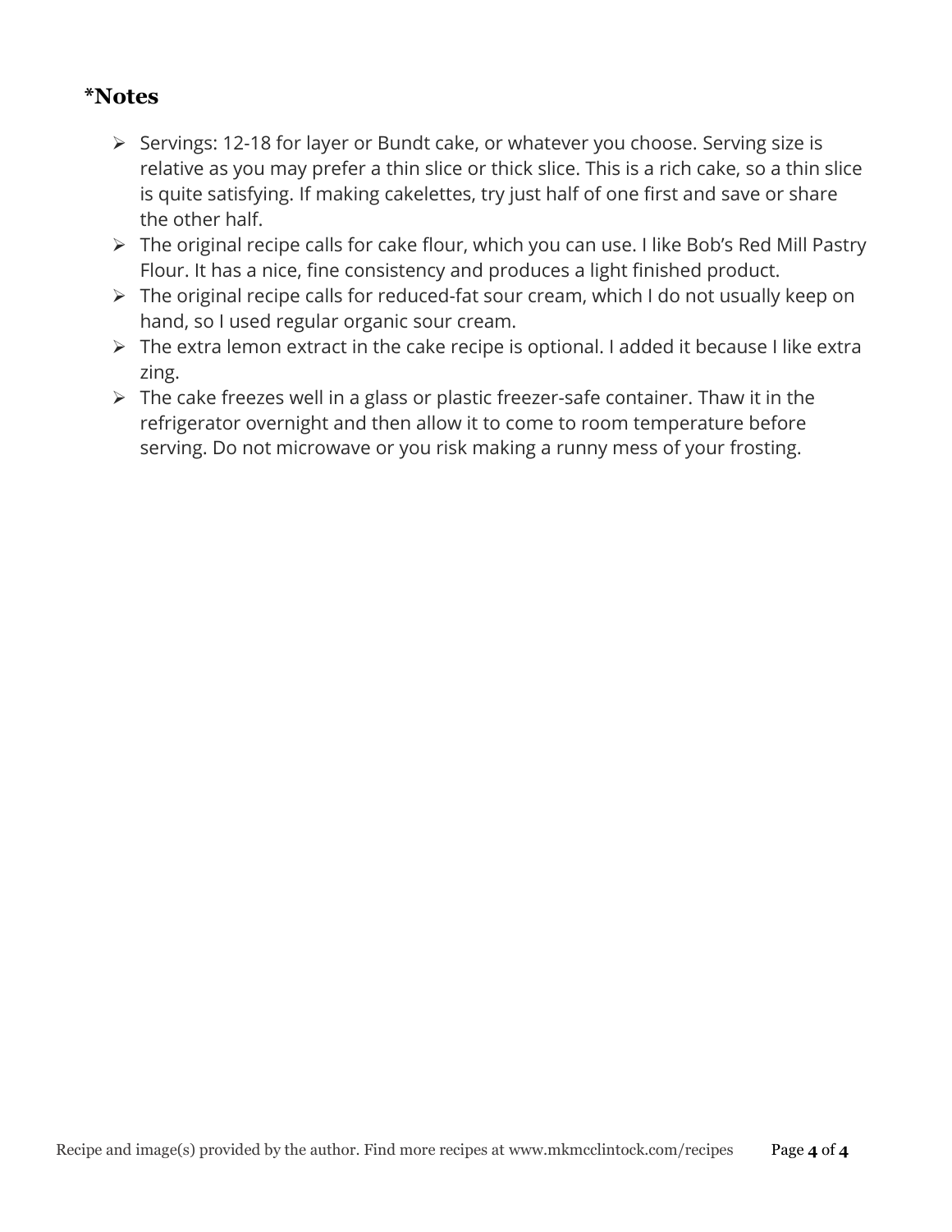## *Notes

- Servings: 12-18 for layer or Bundt cake, or whatever you choose. Serving size is relative as you may prefer a thin slice or thick slice. This is a rich cake, so a thin slice is quite satisfying. If making cakelettes, try just half of one first and save or share the other half.
- The original recipe calls for cake flour, which you can use. I like Bob's Red Mill Pastry Flour. It has a nice, fine consistency and produces a light finished product.
- The original recipe calls for reduced-fat sour cream, which I do not usually keep on hand, so I used regular organic sour cream.
- The extra lemon extract in the cake recipe is optional. I added it because I like extra zing.
- The cake freezes well in a glass or plastic freezer-safe container. Thaw it in the refrigerator overnight and then allow it to come to room temperature before serving. Do not microwave or you risk making a runny mess of your frosting.